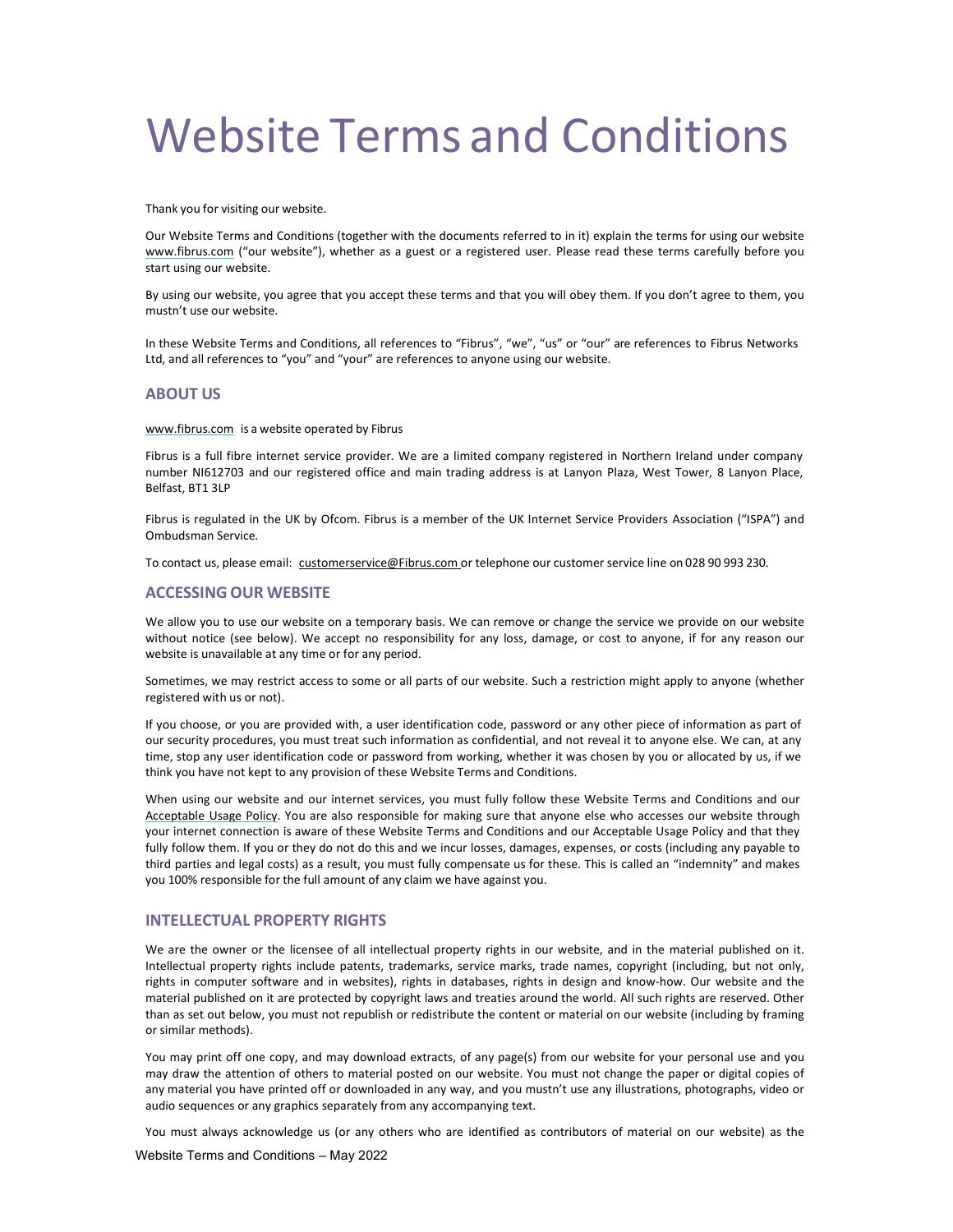# Website Terms and Conditions

Thank you for visiting our website.

Our Website Terms and Conditions (together with the documents referred to in it) explain the terms for using our website www.fibrus.com ("our website"), whether as a guest or a registered user. Please read these terms carefully before you start using our website.

By using our website, you agree that you accept these terms and that you will obey them. If you don't agree to them, you mustn't use our website.

In these Website Terms and Conditions, all references to "Fibrus", "we", "us" or "our" are references to Fibrus Networks Ltd, and all references to "you" and "your" are references to anyone using our website.

## ABOUT US

www.fibrus.com is a website operated by Fibrus

Fibrus is a full fibre internet service provider. We are a limited company registered in Northern Ireland under company number NI612703 and our registered office and main trading address is at Lanyon Plaza, West Tower, 8 Lanyon Place, Belfast, BT1 3LP

Fibrus is regulated in the UK by Ofcom. Fibrus is a member of the UK Internet Service Providers Association ("ISPA") and Ombudsman Service.

To contact us, please email: customerservice@Fibrus.com or telephone our customer service line on 028 90 993 230.

## ACCESSING OUR WEBSITE

We allow you to use our website on a temporary basis. We can remove or change the service we provide on our website without notice (see below). We accept no responsibility for any loss, damage, or cost to anyone, if for any reason our website is unavailable at any time or for any period.

Sometimes, we may restrict access to some or all parts of our website. Such a restriction might apply to anyone (whether registered with us or not).

If you choose, or you are provided with, a user identification code, password or any other piece of information as part of our security procedures, you must treat such information as confidential, and not reveal it to anyone else. We can, at any time, stop any user identification code or password from working, whether it was chosen by you or allocated by us, if we think you have not kept to any provision of these Website Terms and Conditions.

When using our website and our internet services, you must fully follow these Website Terms and Conditions and our Acceptable Usage Policy. You are also responsible for making sure that anyone else who accesses our website through your internet connection is aware of these Website Terms and Conditions and our Acceptable Usage Policy and that they fully follow them. If you or they do not do this and we incur losses, damages, expenses, or costs (including any payable to third parties and legal costs) as a result, you must fully compensate us for these. This is called an "indemnity" and makes you 100% responsible for the full amount of any claim we have against you.

## INTELLECTUAL PROPERTY RIGHTS

We are the owner or the licensee of all intellectual property rights in our website, and in the material published on it. Intellectual property rights include patents, trademarks, service marks, trade names, copyright (including, but not only, rights in computer software and in websites), rights in databases, rights in design and know-how. Our website and the material published on it are protected by copyright laws and treaties around the world. All such rights are reserved. Other than as set out below, you must not republish or redistribute the content or material on our website (including by framing or similar methods).

You may print off one copy, and may download extracts, of any page(s) from our website for your personal use and you may draw the attention of others to material posted on our website. You must not change the paper or digital copies of any material you have printed off or downloaded in any way, and you mustn't use any illustrations, photographs, video or audio sequences or any graphics separately from any accompanying text.

You must always acknowledge us (or any others who are identified as contributors of material on our website) as the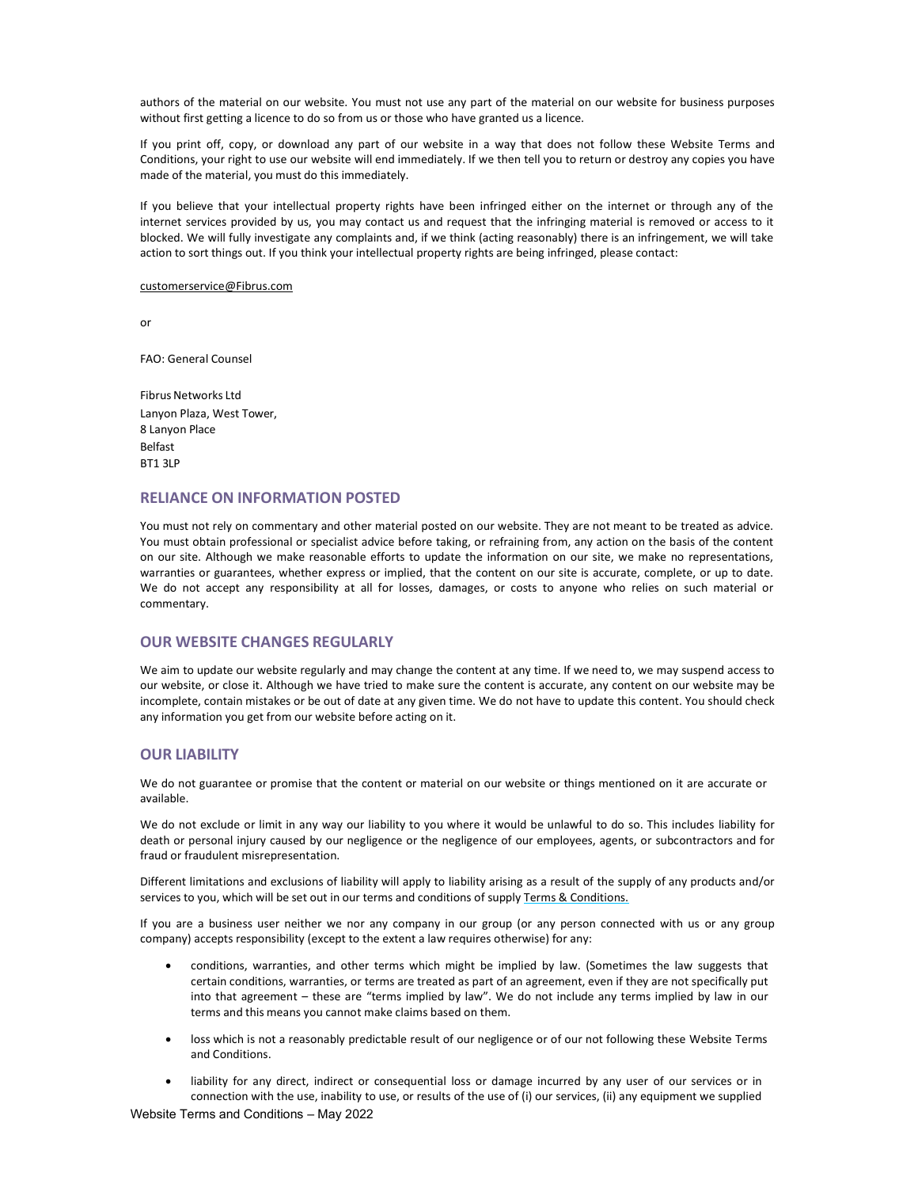authors of the material on our website. You must not use any part of the material on our website for business purposes without first getting a licence to do so from us or those who have granted us a licence.

If you print off, copy, or download any part of our website in a way that does not follow these Website Terms and Conditions, your right to use our website will end immediately. If we then tell you to return or destroy any copies you have made of the material, you must do this immediately.

If you believe that your intellectual property rights have been infringed either on the internet or through any of the internet services provided by us, you may contact us and request that the infringing material is removed or access to it blocked. We will fully investigate any complaints and, if we think (acting reasonably) there is an infringement, we will take action to sort things out. If you think your intellectual property rights are being infringed, please contact:

customerservice@Fibrus.com

or

FAO: General Counsel

Fibrus Networks Ltd
Lanyon Plaza, West Tower,
8 Lanyon Place
Belfast
BT1 3LP

## RELIANCE ON INFORMATION POSTED

You must not rely on commentary and other material posted on our website. They are not meant to be treated as advice. You must obtain professional or specialist advice before taking, or refraining from, any action on the basis of the content on our site. Although we make reasonable efforts to update the information on our site, we make no representations, warranties or guarantees, whether express or implied, that the content on our site is accurate, complete, or up to date. We do not accept any responsibility at all for losses, damages, or costs to anyone who relies on such material or commentary.

## OUR WEBSITE CHANGES REGULARLY

We aim to update our website regularly and may change the content at any time. If we need to, we may suspend access to our website, or close it. Although we have tried to make sure the content is accurate, any content on our website may be incomplete, contain mistakes or be out of date at any given time. We do not have to update this content. You should check any information you get from our website before acting on it.

## OUR LIABILITY

We do not guarantee or promise that the content or material on our website or things mentioned on it are accurate or available.

We do not exclude or limit in any way our liability to you where it would be unlawful to do so. This includes liability for death or personal injury caused by our negligence or the negligence of our employees, agents, or subcontractors and for fraud or fraudulent misrepresentation.

Different limitations and exclusions of liability will apply to liability arising as a result of the supply of any products and/or services to you, which will be set out in our terms and conditions of supply Terms & Conditions.

If you are a business user neither we nor any company in our group (or any person connected with us or any group company) accepts responsibility (except to the extent a law requires otherwise) for any:

- conditions, warranties, and other terms which might be implied by law. (Sometimes the law suggests that certain conditions, warranties, or terms are treated as part of an agreement, even if they are not specifically put into that agreement – these are "terms implied by law". We do not include any terms implied by law in our terms and this means you cannot make claims based on them.
- loss which is not a reasonably predictable result of our negligence or of our not following these Website Terms and Conditions.
- liability for any direct, indirect or consequential loss or damage incurred by any user of our services or in connection with the use, inability to use, or results of the use of (i) our services, (ii) any equipment we supplied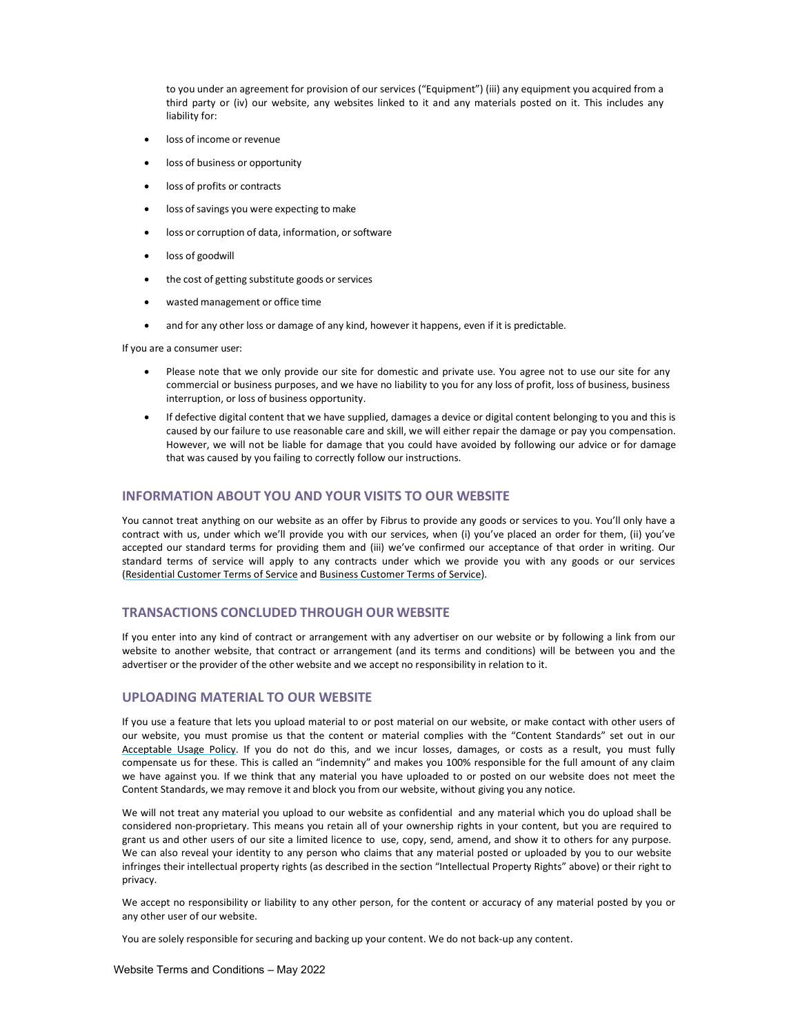to you under an agreement for provision of our services ("Equipment") (iii) any equipment you acquired from a third party or (iv) our website, any websites linked to it and any materials posted on it. This includes any liability for:

- loss of income or revenue
- loss of business or opportunity
- loss of profits or contracts
- loss of savings you were expecting to make
- loss or corruption of data, information, or software
- loss of goodwill
- the cost of getting substitute goods or services
- wasted management or office time
- and for any other loss or damage of any kind, however it happens, even if it is predictable.

If you are a consumer user:

- Please note that we only provide our site for domestic and private use. You agree not to use our site for any commercial or business purposes, and we have no liability to you for any loss of profit, loss of business, business interruption, or loss of business opportunity.
- If defective digital content that we have supplied, damages a device or digital content belonging to you and this is caused by our failure to use reasonable care and skill, we will either repair the damage or pay you compensation. However, we will not be liable for damage that you could have avoided by following our advice or for damage that was caused by you failing to correctly follow our instructions.

## INFORMATION ABOUT YOU AND YOUR VISITS TO OUR WEBSITE

You cannot treat anything on our website as an offer by Fibrus to provide any goods or services to you. You'll only have a contract with us, under which we'll provide you with our services, when (i) you've placed an order for them, (ii) you've accepted our standard terms for providing them and (iii) we've confirmed our acceptance of that order in writing. Our standard terms of service will apply to any contracts under which we provide you with any goods or our services (Residential Customer Terms of Service and Business Customer Terms of Service).

## TRANSACTIONS CONCLUDED THROUGH OUR WEBSITE

If you enter into any kind of contract or arrangement with any advertiser on our website or by following a link from our website to another website, that contract or arrangement (and its terms and conditions) will be between you and the advertiser or the provider of the other website and we accept no responsibility in relation to it.

## UPLOADING MATERIAL TO OUR WEBSITE

If you use a feature that lets you upload material to or post material on our website, or make contact with other users of our website, you must promise us that the content or material complies with the "Content Standards" set out in our Acceptable Usage Policy. If you do not do this, and we incur losses, damages, or costs as a result, you must fully compensate us for these. This is called an "indemnity" and makes you 100% responsible for the full amount of any claim we have against you. If we think that any material you have uploaded to or posted on our website does not meet the Content Standards, we may remove it and block you from our website, without giving you any notice.

We will not treat any material you upload to our website as confidential and any material which you do upload shall be considered non-proprietary. This means you retain all of your ownership rights in your content, but you are required to grant us and other users of our site a limited licence to use, copy, send, amend, and show it to others for any purpose. We can also reveal your identity to any person who claims that any material posted or uploaded by you to our website infringes their intellectual property rights (as described in the section "Intellectual Property Rights" above) or their right to privacy.

We accept no responsibility or liability to any other person, for the content or accuracy of any material posted by you or any other user of our website.

You are solely responsible for securing and backing up your content. We do not back-up any content.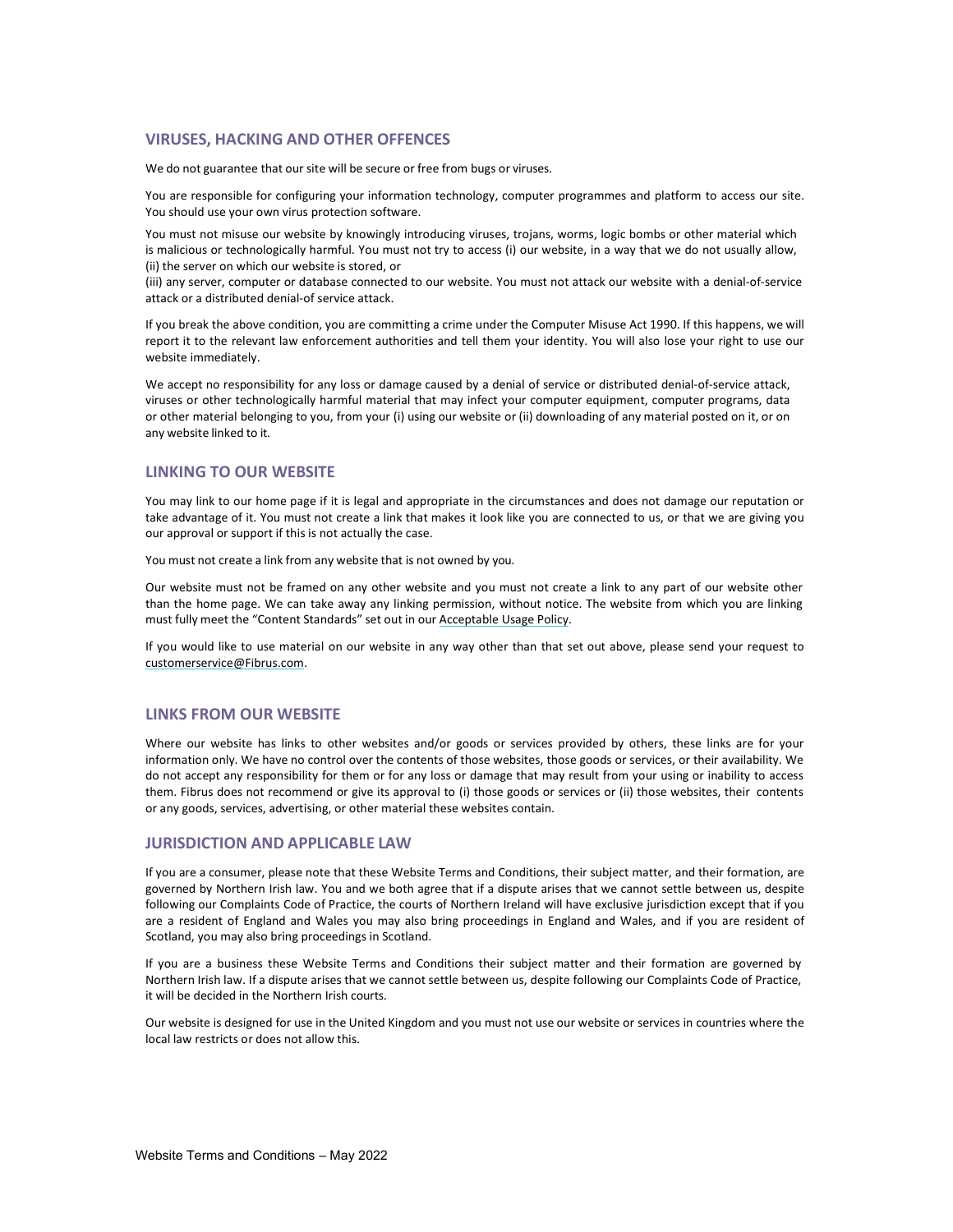## VIRUSES, HACKING AND OTHER OFFENCES

We do not guarantee that our site will be secure or free from bugs or viruses.

You are responsible for configuring your information technology, computer programmes and platform to access our site. You should use your own virus protection software.

You must not misuse our website by knowingly introducing viruses, trojans, worms, logic bombs or other material which is malicious or technologically harmful. You must not try to access (i) our website, in a way that we do not usually allow, (ii) the server on which our website is stored, or
(iii) any server, computer or database connected to our website. You must not attack our website with a denial-of-service attack or a distributed denial-of service attack.

If you break the above condition, you are committing a crime under the Computer Misuse Act 1990. If this happens, we will report it to the relevant law enforcement authorities and tell them your identity. You will also lose your right to use our website immediately.

We accept no responsibility for any loss or damage caused by a denial of service or distributed denial-of-service attack, viruses or other technologically harmful material that may infect your computer equipment, computer programs, data or other material belonging to you, from your (i) using our website or (ii) downloading of any material posted on it, or on any website linked to it.

## LINKING TO OUR WEBSITE

You may link to our home page if it is legal and appropriate in the circumstances and does not damage our reputation or take advantage of it. You must not create a link that makes it look like you are connected to us, or that we are giving you our approval or support if this is not actually the case.

You must not create a link from any website that is not owned by you.

Our website must not be framed on any other website and you must not create a link to any part of our website other than the home page. We can take away any linking permission, without notice. The website from which you are linking must fully meet the "Content Standards" set out in our Acceptable Usage Policy.

If you would like to use material on our website in any way other than that set out above, please send your request to customerservice@Fibrus.com.

## LINKS FROM OUR WEBSITE

Where our website has links to other websites and/or goods or services provided by others, these links are for your information only. We have no control over the contents of those websites, those goods or services, or their availability. We do not accept any responsibility for them or for any loss or damage that may result from your using or inability to access them. Fibrus does not recommend or give its approval to (i) those goods or services or (ii) those websites, their contents or any goods, services, advertising, or other material these websites contain.

## JURISDICTION AND APPLICABLE LAW

If you are a consumer, please note that these Website Terms and Conditions, their subject matter, and their formation, are governed by Northern Irish law. You and we both agree that if a dispute arises that we cannot settle between us, despite following our Complaints Code of Practice, the courts of Northern Ireland will have exclusive jurisdiction except that if you are a resident of England and Wales you may also bring proceedings in England and Wales, and if you are resident of Scotland, you may also bring proceedings in Scotland.

If you are a business these Website Terms and Conditions their subject matter and their formation are governed by Northern Irish law. If a dispute arises that we cannot settle between us, despite following our Complaints Code of Practice, it will be decided in the Northern Irish courts.

Our website is designed for use in the United Kingdom and you must not use our website or services in countries where the local law restricts or does not allow this.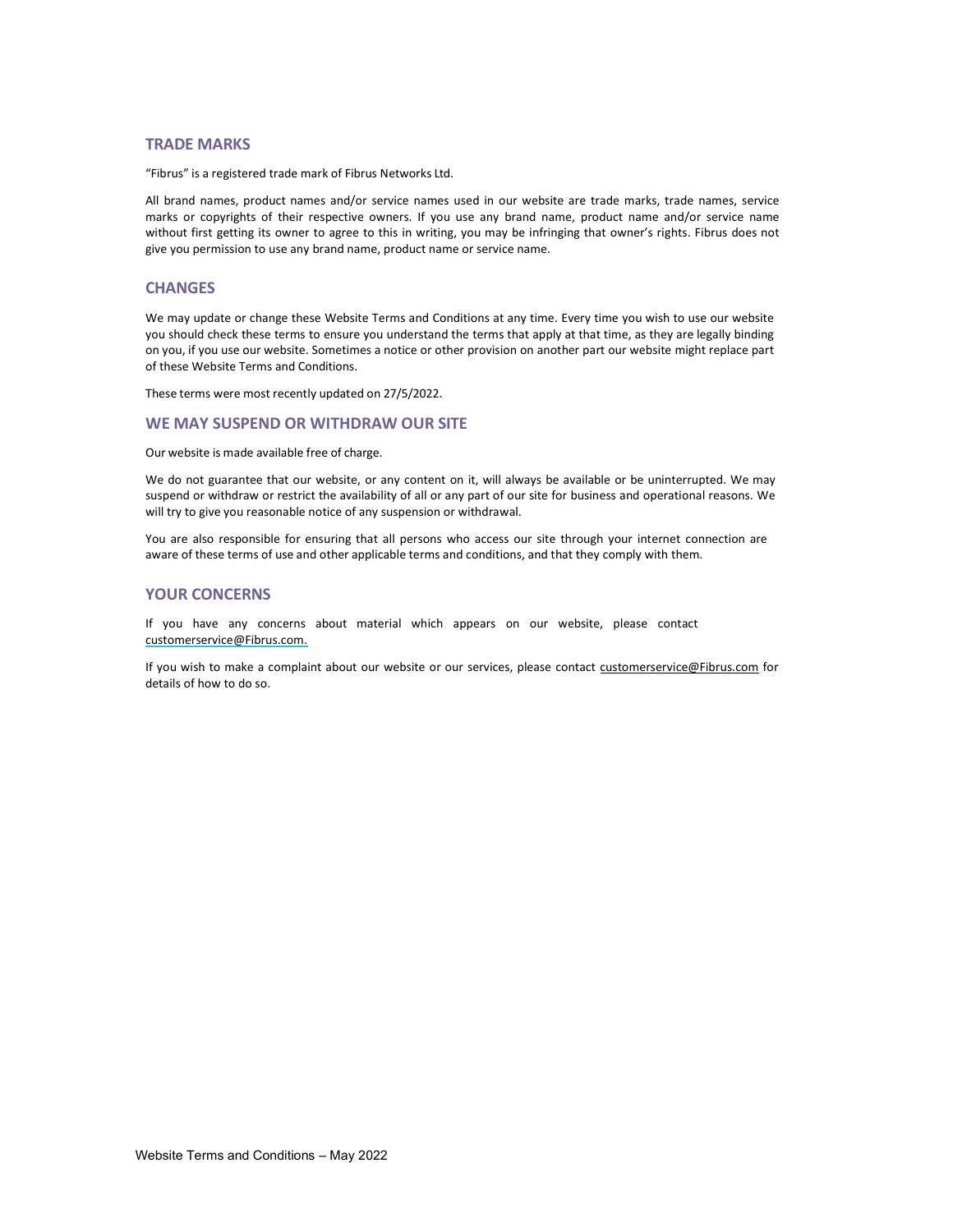## TRADE MARKS

"Fibrus" is a registered trade mark of Fibrus Networks Ltd.

All brand names, product names and/or service names used in our website are trade marks, trade names, service marks or copyrights of their respective owners. If you use any brand name, product name and/or service name without first getting its owner to agree to this in writing, you may be infringing that owner's rights. Fibrus does not give you permission to use any brand name, product name or service name.

## CHANGES

We may update or change these Website Terms and Conditions at any time. Every time you wish to use our website you should check these terms to ensure you understand the terms that apply at that time, as they are legally binding on you, if you use our website. Sometimes a notice or other provision on another part our website might replace part of these Website Terms and Conditions.

These terms were most recently updated on 27/5/2022.

## WE MAY SUSPEND OR WITHDRAW OUR SITE

Our website is made available free of charge.

We do not guarantee that our website, or any content on it, will always be available or be uninterrupted. We may suspend or withdraw or restrict the availability of all or any part of our site for business and operational reasons. We will try to give you reasonable notice of any suspension or withdrawal.

You are also responsible for ensuring that all persons who access our site through your internet connection are aware of these terms of use and other applicable terms and conditions, and that they comply with them.

## YOUR CONCERNS

If you have any concerns about material which appears on our website, please contact customerservice@Fibrus.com.

If you wish to make a complaint about our website or our services, please contact customerservice@Fibrus.com for details of how to do so.